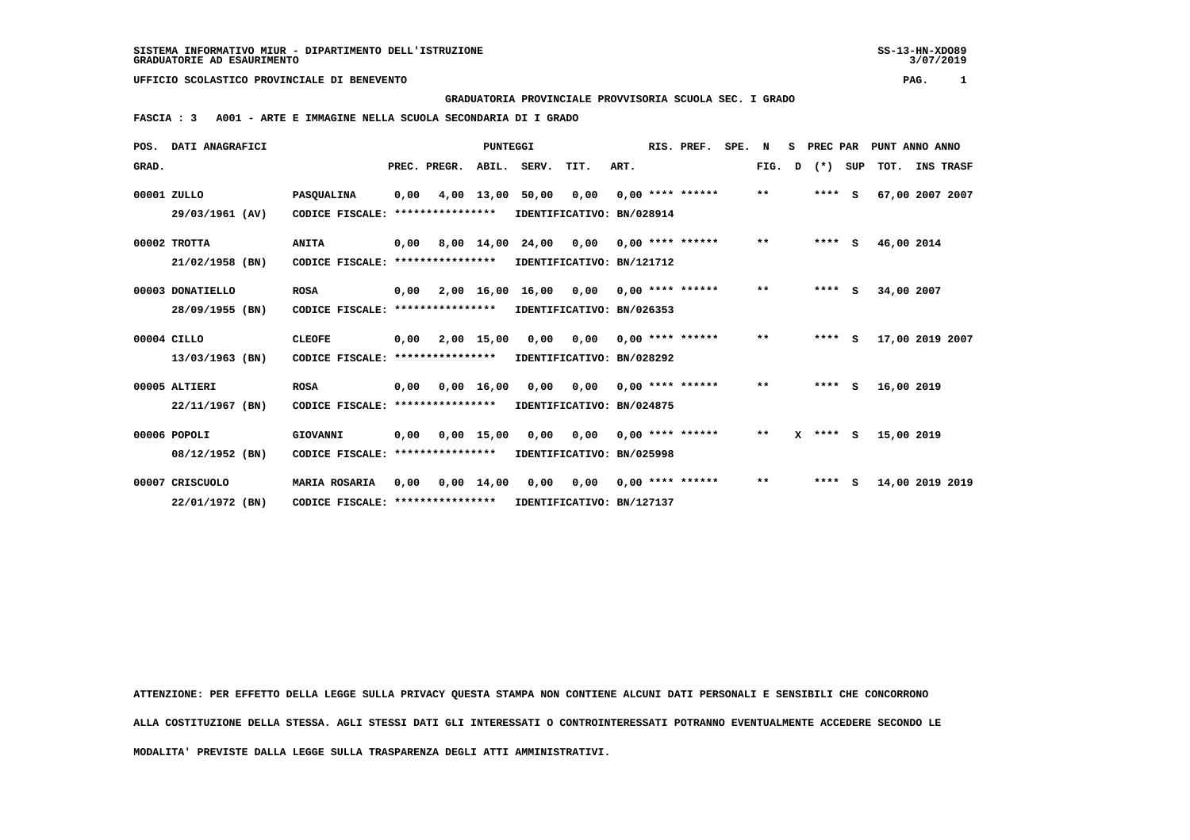SISTEMA INFORMATIVO MIUR - DIPARTIMENTO DELL'ISTRUZIONE
GRADUATORIE AD ESAURIMENTO

UFFICIO SCOLASTICO PROVINCIALE DI BENEVENTO

**GRADUATORIA PROVINCIALE PROVVISORIA SCUOLA SEC. I GRADO**

**FASCIA : 3 A001 - ARTE E IMMAGINE NELLA SCUOLA SECONDARIA DI I GRADO**

| POS. GRAD. | DATI ANAGRAFICI | | PREC. | PREGR. | ABIL. | SERV. | TIT. | ART. | RIS. | PREF. | SPE. | N FIG. | S D | PREC PAR (*) | SUP | TOT. | ANNO | INS TRASF |
|---|---|---|---|---|---|---|---|---|---|---|---|---|---|---|---|---|---|---|
| 00001 | ZULLO 29/03/1961 (AV) | PASQUALINA CODICE FISCALE: **************** IDENTIFICATIVO: BN/028914 | 0,00 | 4,00 | 13,00 | 50,00 | 0,00 | 0,00 | **** | ****** | | ** | | **** | S | 67,00 | 2007 | 2007 |
| 00002 | TROTTA 21/02/1958 (BN) | ANITA CODICE FISCALE: **************** IDENTIFICATIVO: BN/121712 | 0,00 | 8,00 | 14,00 | 24,00 | 0,00 | 0,00 | **** | ****** | | ** | | **** | S | 46,00 | 2014 | |
| 00003 | DONATIELLO 28/09/1955 (BN) | ROSA CODICE FISCALE: **************** IDENTIFICATIVO: BN/026353 | 0,00 | 2,00 | 16,00 | 16,00 | 0,00 | 0,00 | **** | ****** | | ** | | **** | S | 34,00 | 2007 | |
| 00004 | CILLO 13/03/1963 (BN) | CLEOFE CODICE FISCALE: **************** IDENTIFICATIVO: BN/028292 | 0,00 | 2,00 | 15,00 | 0,00 | 0,00 | 0,00 | **** | ****** | | ** | | **** | S | 17,00 | 2019 | 2007 |
| 00005 | ALTIERI 22/11/1967 (BN) | ROSA CODICE FISCALE: **************** IDENTIFICATIVO: BN/024875 | 0,00 | 0,00 | 16,00 | 0,00 | 0,00 | 0,00 | **** | ****** | | ** | | **** | S | 16,00 | 2019 | |
| 00006 | POPOLI 08/12/1952 (BN) | GIOVANNI CODICE FISCALE: **************** IDENTIFICATIVO: BN/025998 | 0,00 | 0,00 | 15,00 | 0,00 | 0,00 | 0,00 | **** | ****** | | ** | X | **** | S | 15,00 | 2019 | |
| 00007 | CRISCUOLO 22/01/1972 (BN) | MARIA ROSARIA CODICE FISCALE: **************** IDENTIFICATIVO: BN/127137 | 0,00 | 0,00 | 14,00 | 0,00 | 0,00 | 0,00 | **** | ****** | | ** | | **** | S | 14,00 | 2019 | 2019 |

ATTENZIONE: PER EFFETTO DELLA LEGGE SULLA PRIVACY QUESTA STAMPA NON CONTIENE ALCUNI DATI PERSONALI E SENSIBILI CHE CONCORRONO ALLA COSTITUZIONE DELLA STESSA. AGLI STESSI DATI GLI INTERESSATI O CONTROINTERESSATI POTRANNO EVENTUALMENTE ACCEDERE SECONDO LE MODALITA' PREVISTE DALLA LEGGE SULLA TRASPARENZA DEGLI ATTI AMMINISTRATIVI.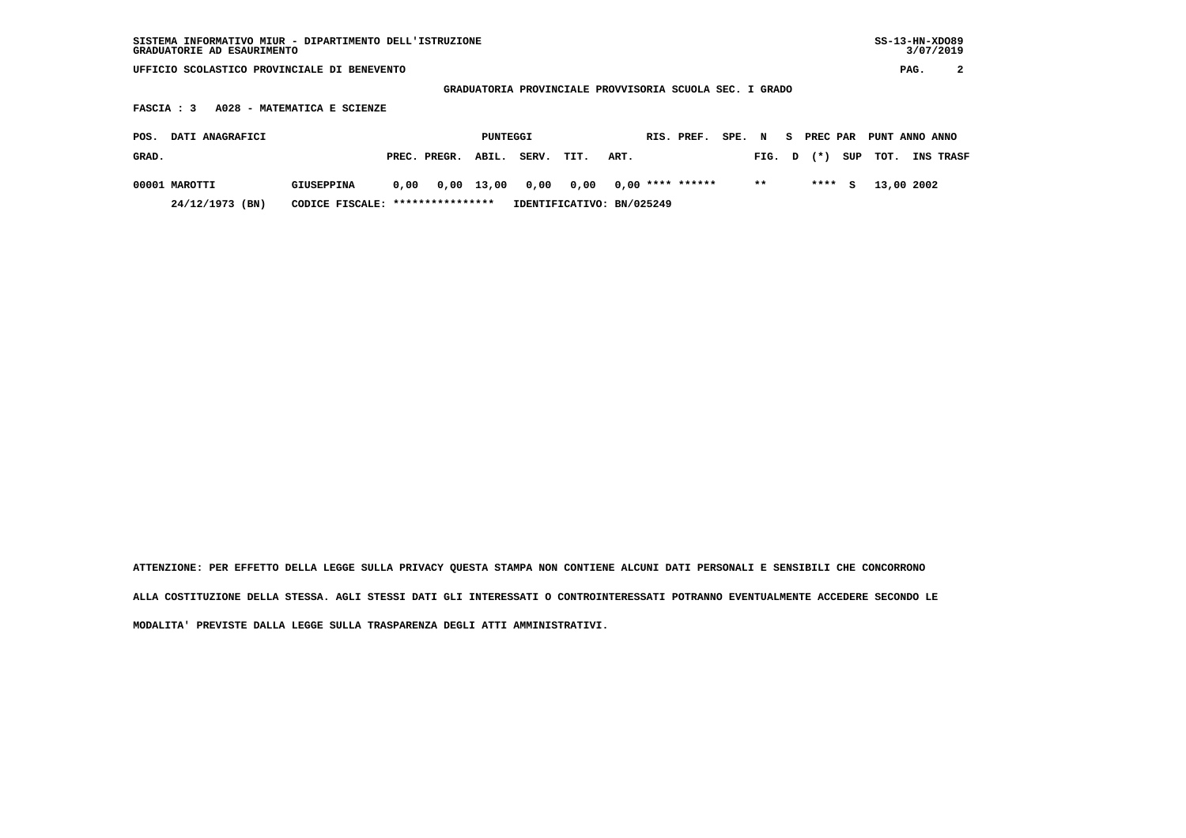SISTEMA INFORMATIVO MIUR - DIPARTIMENTO DELL'ISTRUZIONE
GRADUATORIE AD ESAURIMENTO

UFFICIO SCOLASTICO PROVINCIALE DI BENEVENTO

GRADUATORIA PROVINCIALE PROVVISORIA SCUOLA SEC. I GRADO

FASCIA : 3 A028 - MATEMATICA E SCIENZE

| POS. GRAD. | DATI ANAGRAFICI | | PUNTEGGI PREC. | PREGR. | ABIL. | SERV. | TIT. | ART. | RIS. | PREF. | SPE. | N FIG. | S D | PREC (*) | PAR SUP | PUNT TOT. | ANNO INS | ANNO TRASF |
|---|---|---|---|---|---|---|---|---|---|---|---|---|---|---|---|---|---|---|
| 00001 | MAROTTI | GIUSEPPINA | 0,00 | 0,00 | 13,00 | 0,00 | 0,00 | 0,00 | **** | ****** | | ** | | **** | S | 13,00 | 2002 | |
| | 24/12/1973 (BN) | CODICE FISCALE: **************** | IDENTIFICATIVO: BN/025249 | | | | | | | | | | | | | | | |

ATTENZIONE: PER EFFETTO DELLA LEGGE SULLA PRIVACY QUESTA STAMPA NON CONTIENE ALCUNI DATI PERSONALI E SENSIBILI CHE CONCORRONO ALLA COSTITUZIONE DELLA STESSA. AGLI STESSI DATI GLI INTERESSATI O CONTROINTERESSATI POTRANNO EVENTUALMENTE ACCEDERE SECONDO LE MODALITA' PREVISTE DALLA LEGGE SULLA TRASPARENZA DEGLI ATTI AMMINISTRATIVI.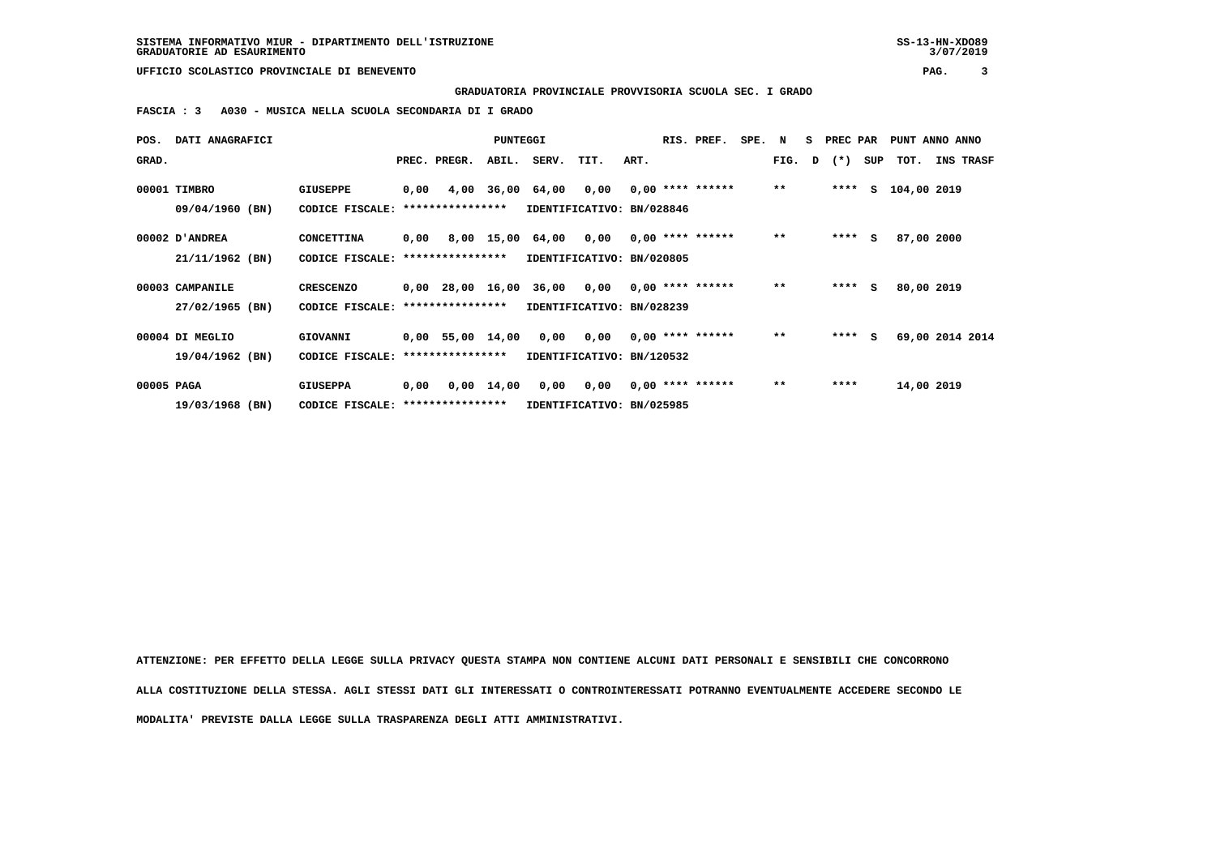SISTEMA INFORMATIVO MIUR - DIPARTIMENTO DELL'ISTRUZIONE
GRADUATORIE AD ESAURIMENTO

UFFICIO SCOLASTICO PROVINCIALE DI BENEVENTO

**GRADUATORIA PROVINCIALE PROVVISORIA SCUOLA SEC. I GRADO**

**FASCIA : 3 A030 - MUSICA NELLA SCUOLA SECONDARIA DI I GRADO**

| POS. GRAD. | DATI ANAGRAFICI | | PREC. | PREGR. | ABIL. | SERV. | TIT. | ART. | RIS. | PREF. | SPE. | N FIG. | S D | PREC PAR (*) | SUP | PUNT TOT. | ANNO INS | ANNO TRASF |
|---|---|---|---|---|---|---|---|---|---|---|---|---|---|---|---|---|---|---|
| 00001 | TIMBRO | GIUSEPPE | 0,00 | 4,00 | 36,00 | 64,00 | 0,00 | 0,00 | **** | ****** | | ** | | **** | S | 104,00 | 2019 | |
| | 09/04/1960 (BN) | CODICE FISCALE: **************** | IDENTIFICATIVO: BN/028846 | | | | | | | | | | | | | | | |
| 00002 | D'ANDREA | CONCETTINA | 0,00 | 8,00 | 15,00 | 64,00 | 0,00 | 0,00 | **** | ****** | | ** | | **** | S | 87,00 | 2000 | |
| | 21/11/1962 (BN) | CODICE FISCALE: **************** | IDENTIFICATIVO: BN/020805 | | | | | | | | | | | | | | | |
| 00003 | CAMPANILE | CRESCENZO | 0,00 | 28,00 | 16,00 | 36,00 | 0,00 | 0,00 | **** | ****** | | ** | | **** | S | 80,00 | 2019 | |
| | 27/02/1965 (BN) | CODICE FISCALE: **************** | IDENTIFICATIVO: BN/028239 | | | | | | | | | | | | | | | |
| 00004 | DI MEGLIO | GIOVANNI | 0,00 | 55,00 | 14,00 | 0,00 | 0,00 | 0,00 | **** | ****** | | ** | | **** | S | 69,00 | 2014 | 2014 |
| | 19/04/1962 (BN) | CODICE FISCALE: **************** | IDENTIFICATIVO: BN/120532 | | | | | | | | | | | | | | | |
| 00005 | PAGA | GIUSEPPA | 0,00 | 0,00 | 14,00 | 0,00 | 0,00 | 0,00 | **** | ****** | | ** | | **** | | 14,00 | 2019 | |
| | 19/03/1968 (BN) | CODICE FISCALE: **************** | IDENTIFICATIVO: BN/025985 | | | | | | | | | | | | | | | |

**ATTENZIONE: PER EFFETTO DELLA LEGGE SULLA PRIVACY QUESTA STAMPA NON CONTIENE ALCUNI DATI PERSONALI E SENSIBILI CHE CONCORRONO ALLA COSTITUZIONE DELLA STESSA. AGLI STESSI DATI GLI INTERESSATI O CONTROINTERESSATI POTRANNO EVENTUALMENTE ACCEDERE SECONDO LE MODALITA' PREVISTE DALLA LEGGE SULLA TRASPARENZA DEGLI ATTI AMMINISTRATIVI.**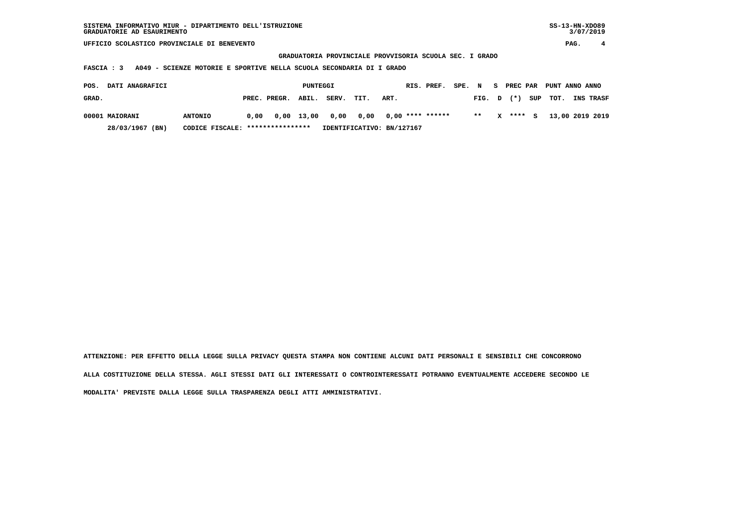SISTEMA INFORMATIVO MIUR - DIPARTIMENTO DELL'ISTRUZIONE
GRADUATORIE AD ESAURIMENTO

UFFICIO SCOLASTICO PROVINCIALE DI BENEVENTO

GRADUATORIA PROVINCIALE PROVVISORIA SCUOLA SEC. I GRADO

FASCIA : 3 A049 - SCIENZE MOTORIE E SPORTIVE NELLA SCUOLA SECONDARIA DI I GRADO

| POS. GRAD. | DATI ANAGRAFICI | | PUNTEGGI PREC. | PREGR. | ABIL. | SERV. | TIT. | ART. | RIS. | PREF. | SPE. | N FIG. | S D | PREC PAR (*) | SUP | PUNT TOT. | ANNO INS | ANNO TRASF |
|---|---|---|---|---|---|---|---|---|---|---|---|---|---|---|---|---|---|---|
| 00001 | MAIORANI | ANTONIO | 0,00 | 0,00 | 13,00 | 0,00 | 0,00 | 0,00 | **** | ****** | | ** | X | **** | S | 13,00 | 2019 | 2019 |
| | 28/03/1967 (BN) | CODICE FISCALE: **************** | IDENTIFICATIVO: BN/127167 | | | | | | | | | | | | | | | |

ATTENZIONE: PER EFFETTO DELLA LEGGE SULLA PRIVACY QUESTA STAMPA NON CONTIENE ALCUNI DATI PERSONALI E SENSIBILI CHE CONCORRONO ALLA COSTITUZIONE DELLA STESSA. AGLI STESSI DATI GLI INTERESSATI O CONTROINTERESSATI POTRANNO EVENTUALMENTE ACCEDERE SECONDO LE MODALITA' PREVISTE DALLA LEGGE SULLA TRASPARENZA DEGLI ATTI AMMINISTRATIVI.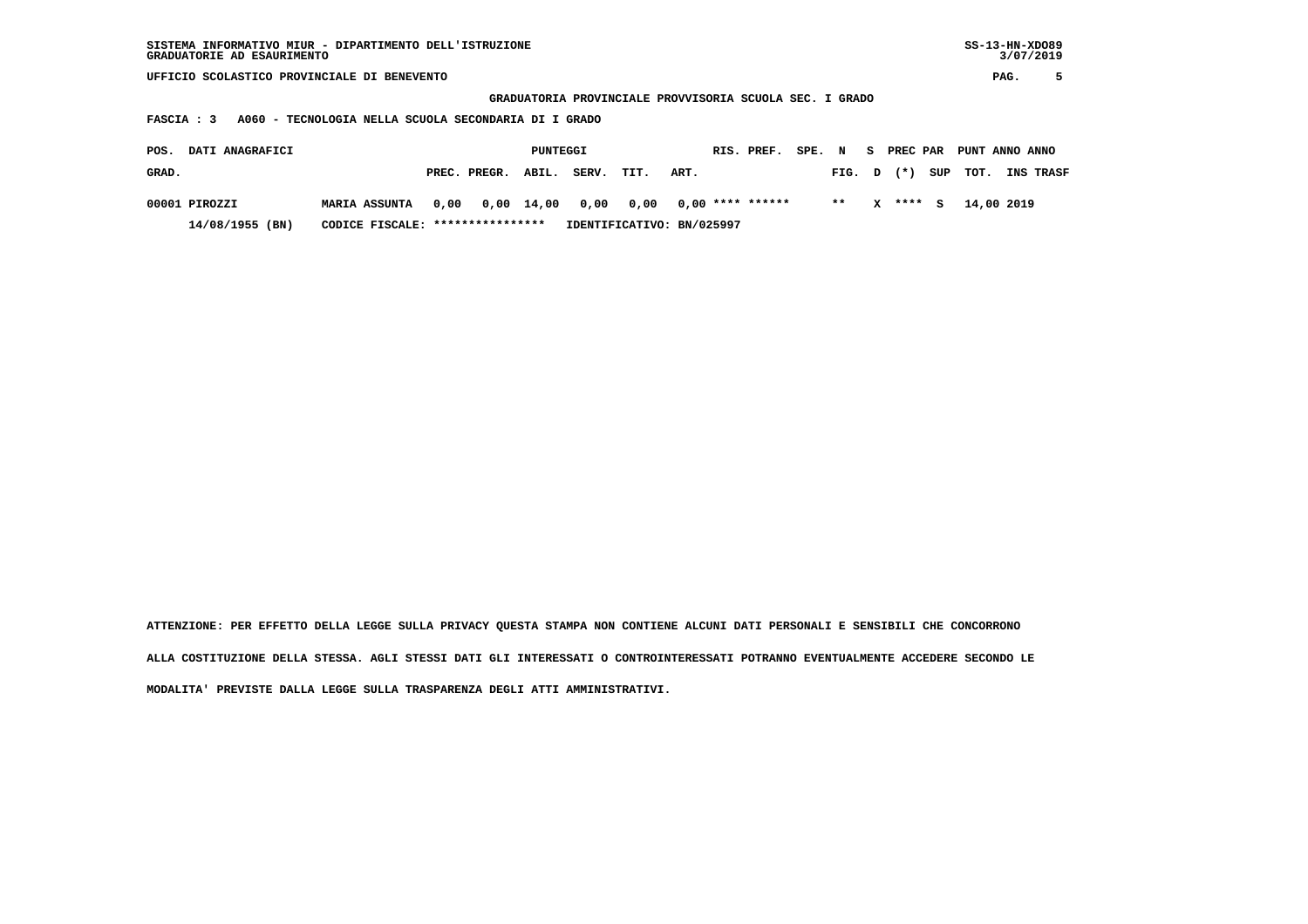SISTEMA INFORMATIVO MIUR - DIPARTIMENTO DELL'ISTRUZIONE
GRADUATORIE AD ESAURIMENTO

UFFICIO SCOLASTICO PROVINCIALE DI BENEVENTO

GRADUATORIA PROVINCIALE PROVVISORIA SCUOLA SEC. I GRADO

FASCIA : 3 A060 - TECNOLOGIA NELLA SCUOLA SECONDARIA DI I GRADO

| POS. GRAD. | DATI ANAGRAFICI | | PUNTEGGI PREC. | PREGR. | ABIL. | SERV. | TIT. | ART. | RIS. | PREF. | SPE. | N FIG. | S D | PREC PAR (*) | SUP | PUNT TOT. | ANNO INS | ANNO TRASF |
|---|---|---|---|---|---|---|---|---|---|---|---|---|---|---|---|---|---|---|
| 00001 | PIROZZI | MARIA ASSUNTA | 0,00 | 0,00 | 14,00 | 0,00 | 0,00 | 0,00 | **** | ****** | | ** | X | **** | S | 14,00 | 2019 | |
| | 14/08/1955 (BN) | CODICE FISCALE: **************** | IDENTIFICATIVO: BN/025997 | | | | | | | | | | | | | | | |

ATTENZIONE: PER EFFETTO DELLA LEGGE SULLA PRIVACY QUESTA STAMPA NON CONTIENE ALCUNI DATI PERSONALI E SENSIBILI CHE CONCORRONO ALLA COSTITUZIONE DELLA STESSA. AGLI STESSI DATI GLI INTERESSATI O CONTROINTERESSATI POTRANNO EVENTUALMENTE ACCEDERE SECONDO LE MODALITA' PREVISTE DALLA LEGGE SULLA TRASPARENZA DEGLI ATTI AMMINISTRATIVI.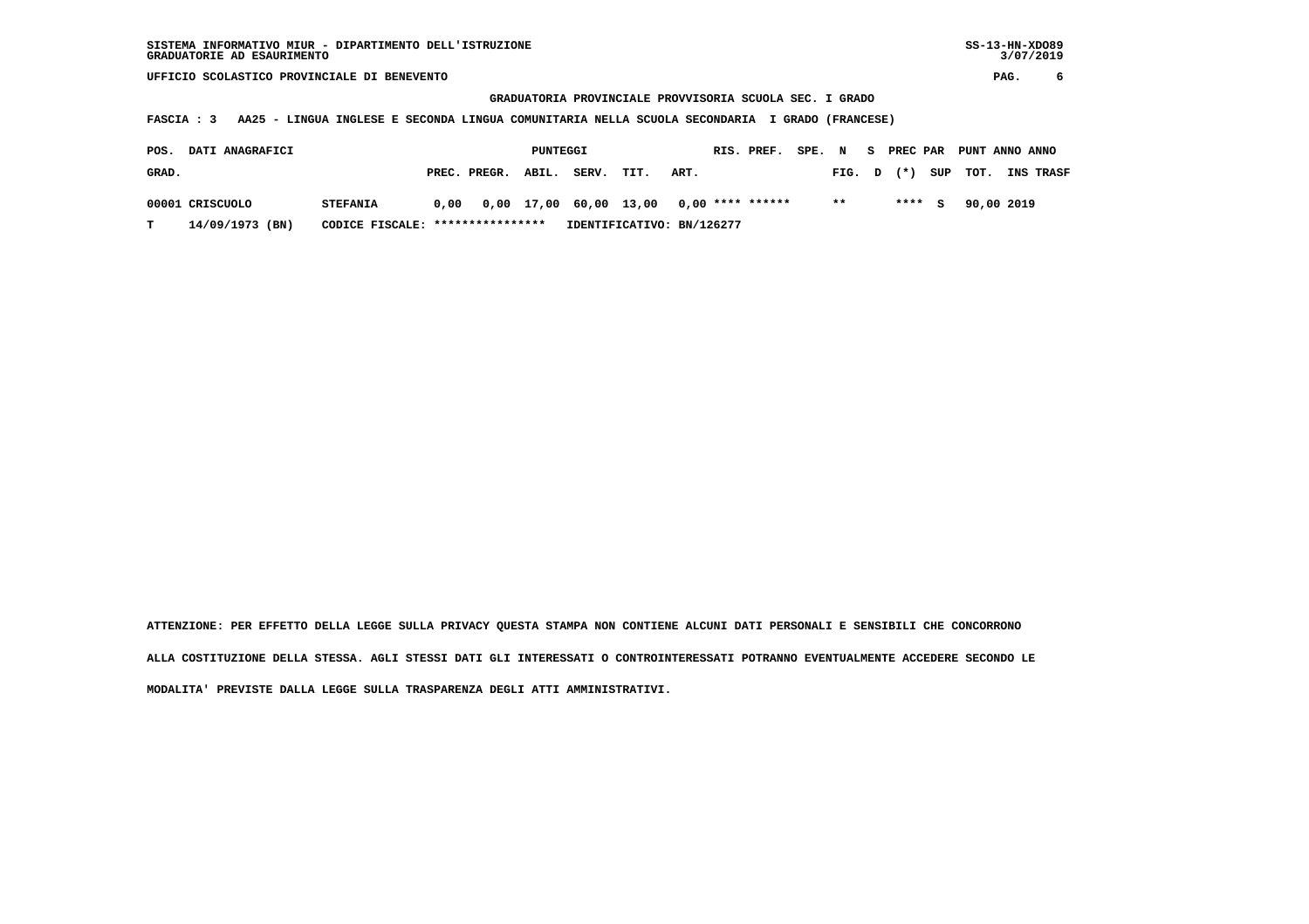SISTEMA INFORMATIVO MIUR - DIPARTIMENTO DELL'ISTRUZIONE
GRADUATORIE AD ESAURIMENTO

SS-13-HN-XDO89
3/07/2019

UFFICIO SCOLASTICO PROVINCIALE DI BENEVENTO

**GRADUATORIA PROVINCIALE PROVVISORIA SCUOLA SEC. I GRADO**

**FASCIA : 3 AA25 - LINGUA INGLESE E SECONDA LINGUA COMUNITARIA NELLA SCUOLA SECONDARIA I GRADO (FRANCESE)**

| POS. GRAD. | DATI ANAGRAFICI | | PUNTEGGI PREC. | PREGR. | ABIL. | SERV. | TIT. | ART. | RIS. | PREF. | SPE. N FIG. | S D | PREC PAR (*) | SUP | PUNT TOT. | ANNO INS | ANNO TRASF |
|---|---|---|---|---|---|---|---|---|---|---|---|---|---|---|---|---|---|
| 00001 | CRISCUOLO | STEFANIA | 0,00 | 0,00 | 17,00 | 60,00 | 13,00 | 0,00 | **** | ****** | ** | | **** | S | 90,00 | 2019 | |
| T | 14/09/1973 (BN) | CODICE FISCALE: **************** | IDENTIFICATIVO: BN/126277 | | | | | | | | | | | | | | |

ATTENZIONE: PER EFFETTO DELLA LEGGE SULLA PRIVACY QUESTA STAMPA NON CONTIENE ALCUNI DATI PERSONALI E SENSIBILI CHE CONCORRONO ALLA COSTITUZIONE DELLA STESSA. AGLI STESSI DATI GLI INTERESSATI O CONTROINTERESSATI POTRANNO EVENTUALMENTE ACCEDERE SECONDO LE MODALITA' PREVISTE DALLA LEGGE SULLA TRASPARENZA DEGLI ATTI AMMINISTRATIVI.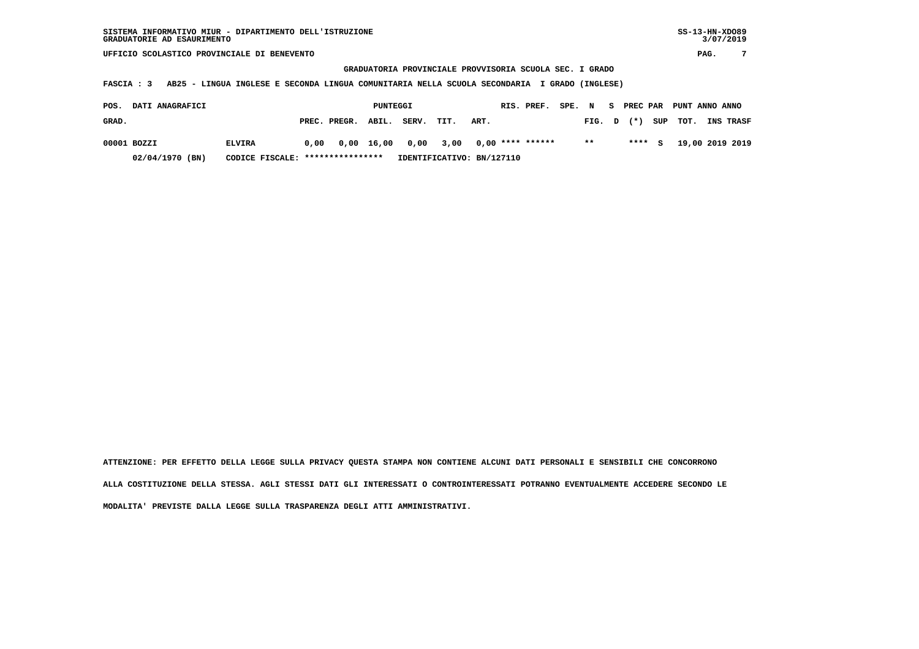SISTEMA INFORMATIVO MIUR - DIPARTIMENTO DELL'ISTRUZIONE
GRADUATORIE AD ESAURIMENTO

SS-13-HN-XDO89
3/07/2019

UFFICIO SCOLASTICO PROVINCIALE DI BENEVENTO

GRADUATORIA PROVINCIALE PROVVISORIA SCUOLA SEC. I GRADO

FASCIA : 3 AB25 - LINGUA INGLESE E SECONDA LINGUA COMUNITARIA NELLA SCUOLA SECONDARIA I GRADO (INGLESE)

| POS. GRAD. | DATI ANAGRAFICI | | PUNTEGGI PREC. | PREGR. | ABIL. | SERV. | TIT. | ART. | RIS. | PREF. | SPE. | N FIG. | S D | PREC (*) | PAR SUP | PUNT TOT. | ANNO INS | ANNO TRASF |
|---|---|---|---|---|---|---|---|---|---|---|---|---|---|---|---|---|---|---|
| 00001 | BOZZI | ELVIRA | 0,00 | 0,00 | 16,00 | 0,00 | 3,00 | 0,00 | **** | ****** | | ** | | **** | S | 19,00 | 2019 | 2019 |
| | 02/04/1970 (BN) | CODICE FISCALE: **************** | IDENTIFICATIVO: BN/127110 | | | | | | | | | | | | | | | |

ATTENZIONE: PER EFFETTO DELLA LEGGE SULLA PRIVACY QUESTA STAMPA NON CONTIENE ALCUNI DATI PERSONALI E SENSIBILI CHE CONCORRONO ALLA COSTITUZIONE DELLA STESSA. AGLI STESSI DATI GLI INTERESSATI O CONTROINTERESSATI POTRANNO EVENTUALMENTE ACCEDERE SECONDO LE MODALITA' PREVISTE DALLA LEGGE SULLA TRASPARENZA DEGLI ATTI AMMINISTRATIVI.